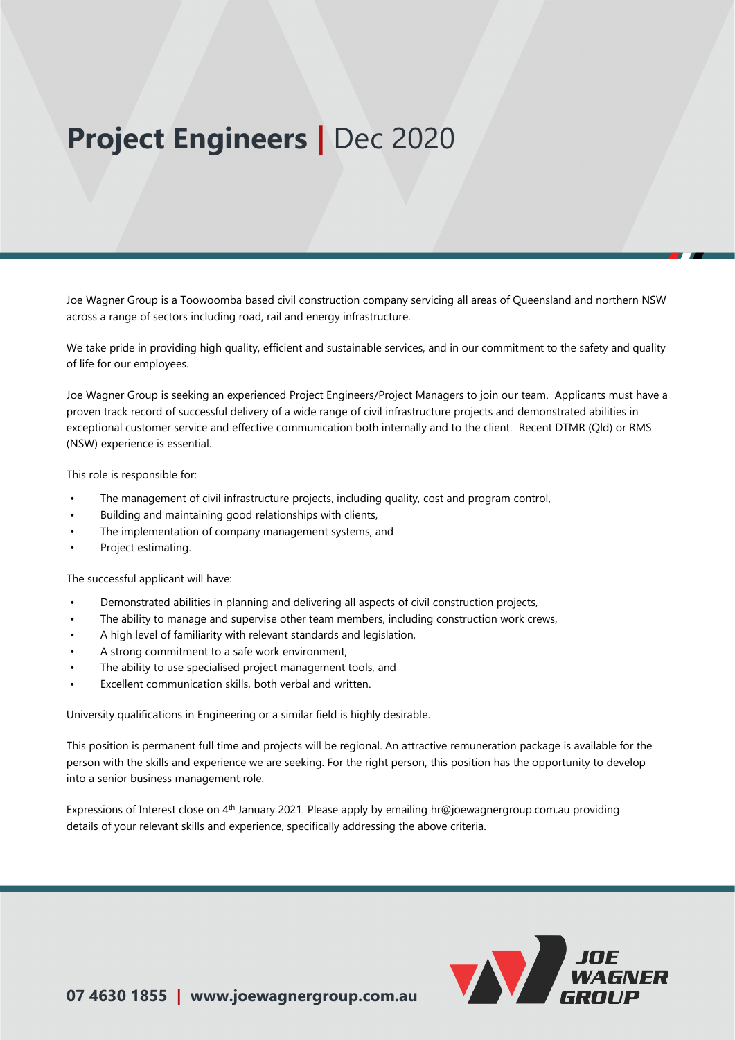# **Project Engineers |** Dec 2020

Joe Wagner Group is a Toowoomba based civil construction company servicing all areas of Queensland and northern NSW across a range of sectors including road, rail and energy infrastructure.

We take pride in providing high quality, efficient and sustainable services, and in our commitment to the safety and quality of life for our employees.

Joe Wagner Group is seeking an experienced Project Engineers/Project Managers to join our team. Applicants must have a proven track record of successful delivery of a wide range of civil infrastructure projects and demonstrated abilities in exceptional customer service and effective communication both internally and to the client. Recent DTMR (Qld) or RMS (NSW) experience is essential.

This role is responsible for:

- The management of civil infrastructure projects, including quality, cost and program control,
- Building and maintaining good relationships with clients,
- The implementation of company management systems, and
- Project estimating.

The successful applicant will have:

- Demonstrated abilities in planning and delivering all aspects of civil construction projects,
- The ability to manage and supervise other team members, including construction work crews,
- A high level of familiarity with relevant standards and legislation,
- A strong commitment to a safe work environment,
- The ability to use specialised project management tools, and
- Excellent communication skills, both verbal and written.

University qualifications in Engineering or a similar field is highly desirable.

This position is permanent full time and projects will be regional. An attractive remuneration package is available for the person with the skills and experience we are seeking. For the right person, this position has the opportunity to develop into a senior business management role.

Expressions of Interest close on 4th January 2021. Please apply by emailing hr@joewagnergroup.com.au providing details of your relevant skills and experience, specifically addressing the above criteria.

**07 4630 1855 | www.joewagnergroup.com.au**

**JOE WAGNER GROUP**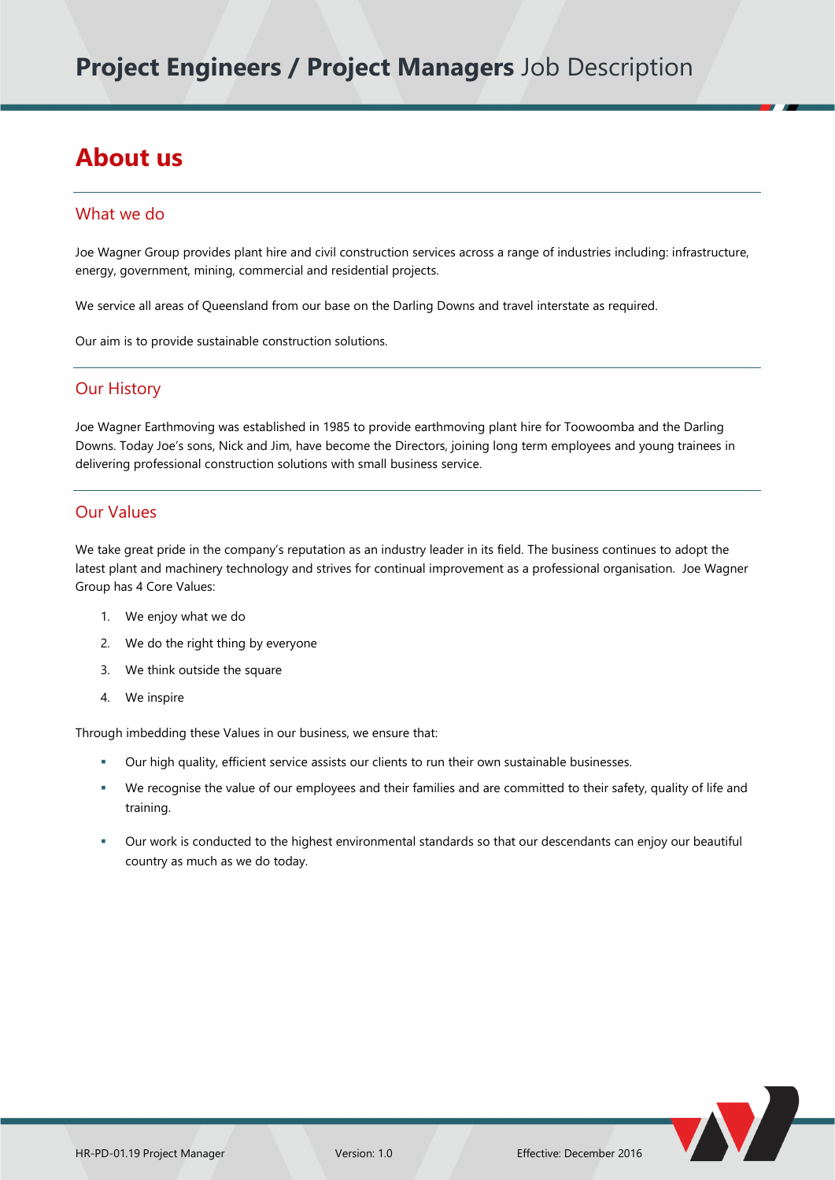# About us

## What we do

Joe Wagner Group provides plant hire and civil construction services across a range of industries including: infrastructure, energy, government, mining, commercial and residential projects.

We service all areas of Queensland from our base on the Darling Downs and travel interstate as required.

Our aim is to provide sustainable construction solutions.

## Our History

Joe Wagner Earthmoving was established in 1985 to provide earthmoving plant hire for Toowoomba and the Darling Downs. Today Joe's sons, Nick and Jim, have become the Directors, joining long term employees and young trainees in delivering professional construction solutions with small business service.

## Our Values

We take great pride in the company's reputation as an industry leader in its field. The business continues to adopt the latest plant and machinery technology and strives for continual improvement as a professional organisation. Joe Wagner Group has 4 Core Values:

1. We enjoy what we do
2. We do the right thing by everyone
3. We think outside the square
4. We inspire

Through imbedding these Values in our business, we ensure that:

- Our high quality, efficient service assists our clients to run their own sustainable businesses.
- We recognise the value of our employees and their families and are committed to their safety, quality of life and training.
- Our work is conducted to the highest environmental standards so that our descendants can enjoy our beautiful country as much as we do today.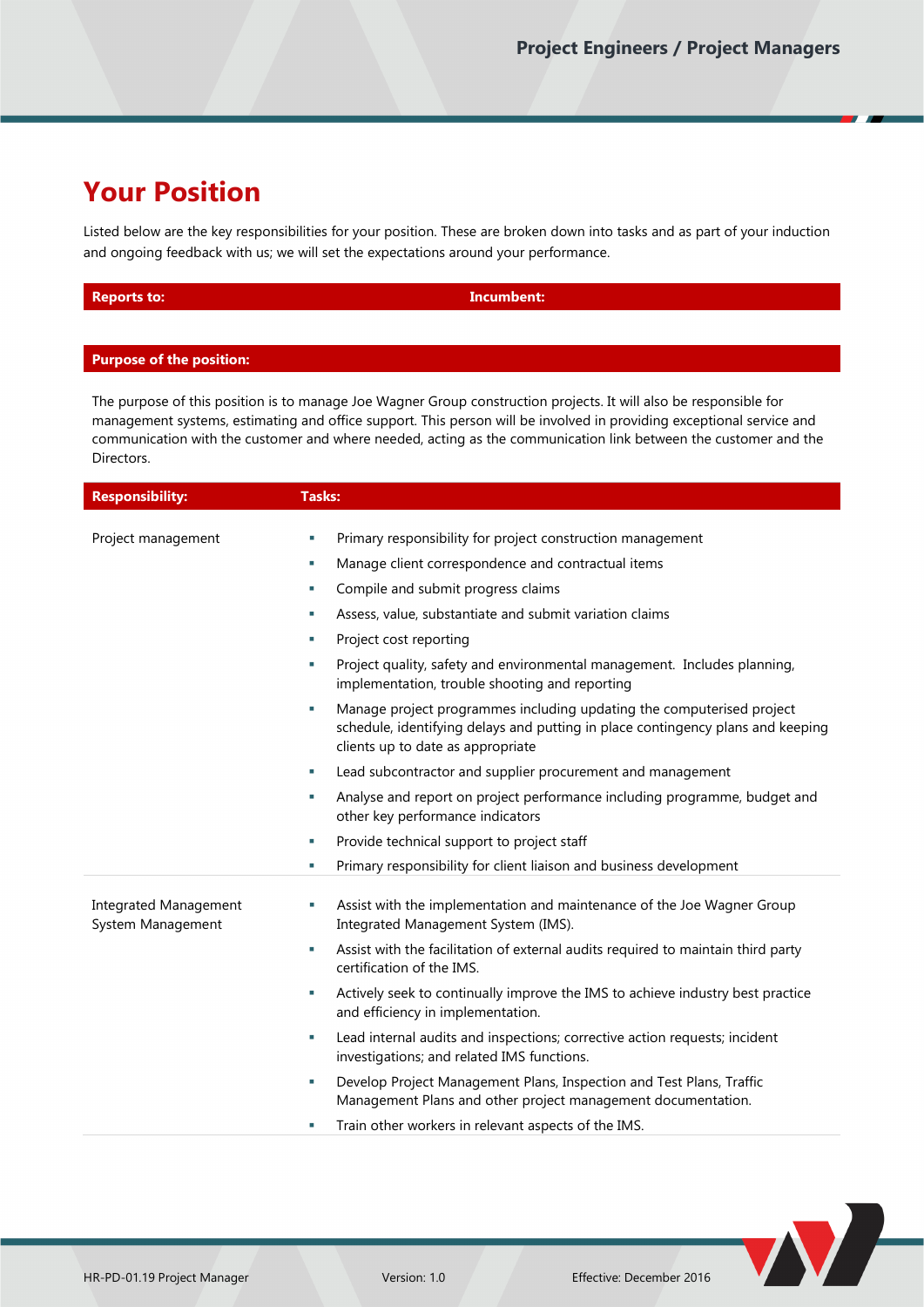# Your Position

Listed below are the key responsibilities for your position. These are broken down into tasks and as part of your induction and ongoing feedback with us; we will set the expectations around your performance.

| Reports to: | Incumbent: |
|---|---|

| Purpose of the position: |
|---|
| The purpose of this position is to manage Joe Wagner Group construction projects. It will also be responsible for management systems, estimating and office support. This person will be involved in providing exceptional service and communication with the customer and where needed, acting as the communication link between the customer and the Directors. |

| Responsibility: | Tasks: |
|---|---|
| Project management | ▪ Primary responsibility for project construction management<br>▪ Manage client correspondence and contractual items<br>▪ Compile and submit progress claims<br>▪ Assess, value, substantiate and submit variation claims<br>▪ Project cost reporting<br>▪ Project quality, safety and environmental management. Includes planning, implementation, trouble shooting and reporting<br>▪ Manage project programmes including updating the computerised project schedule, identifying delays and putting in place contingency plans and keeping clients up to date as appropriate<br>▪ Lead subcontractor and supplier procurement and management<br>▪ Analyse and report on project performance including programme, budget and other key performance indicators<br>▪ Provide technical support to project staff<br>▪ Primary responsibility for client liaison and business development |
| Integrated Management System Management | ▪ Assist with the implementation and maintenance of the Joe Wagner Group Integrated Management System (IMS).<br>▪ Assist with the facilitation of external audits required to maintain third party certification of the IMS.<br>▪ Actively seek to continually improve the IMS to achieve industry best practice and efficiency in implementation.<br>▪ Lead internal audits and inspections; corrective action requests; incident investigations; and related IMS functions.<br>▪ Develop Project Management Plans, Inspection and Test Plans, Traffic Management Plans and other project management documentation.<br>▪ Train other workers in relevant aspects of the IMS. |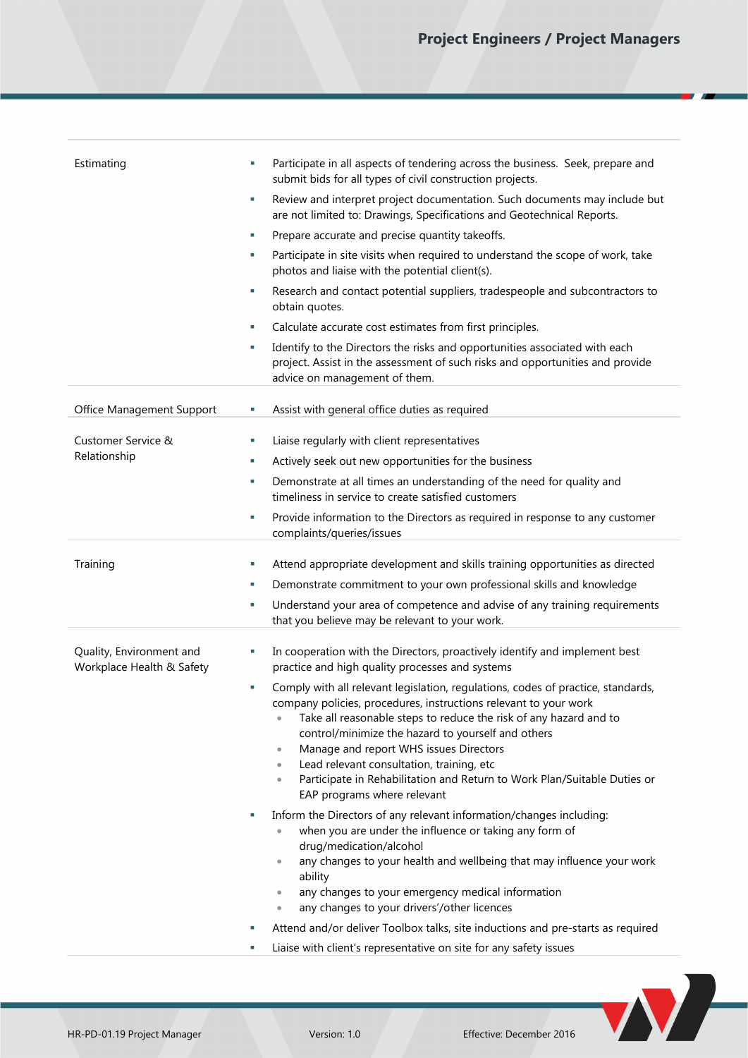| | |
|---|---|
| Estimating | ▪ Participate in all aspects of tendering across the business. Seek, prepare and submit bids for all types of civil construction projects.<br>▪ Review and interpret project documentation. Such documents may include but are not limited to: Drawings, Specifications and Geotechnical Reports.<br>▪ Prepare accurate and precise quantity takeoffs.<br>▪ Participate in site visits when required to understand the scope of work, take photos and liaise with the potential client(s).<br>▪ Research and contact potential suppliers, tradespeople and subcontractors to obtain quotes.<br>▪ Calculate accurate cost estimates from first principles.<br>▪ Identify to the Directors the risks and opportunities associated with each project. Assist in the assessment of such risks and opportunities and provide advice on management of them. |
| Office Management Support | ▪ Assist with general office duties as required |
| Customer Service & Relationship | ▪ Liaise regularly with client representatives<br>▪ Actively seek out new opportunities for the business<br>▪ Demonstrate at all times an understanding of the need for quality and timeliness in service to create satisfied customers<br>▪ Provide information to the Directors as required in response to any customer complaints/queries/issues |
| Training | ▪ Attend appropriate development and skills training opportunities as directed<br>▪ Demonstrate commitment to your own professional skills and knowledge<br>▪ Understand your area of competence and advise of any training requirements that you believe may be relevant to your work. |
| Quality, Environment and Workplace Health & Safety | ▪ In cooperation with the Directors, proactively identify and implement best practice and high quality processes and systems<br>▪ Comply with all relevant legislation, regulations, codes of practice, standards, company policies, procedures, instructions relevant to your work<br>• Take all reasonable steps to reduce the risk of any hazard and to control/minimize the hazard to yourself and others<br>• Manage and report WHS issues Directors<br>• Lead relevant consultation, training, etc<br>• Participate in Rehabilitation and Return to Work Plan/Suitable Duties or EAP programs where relevant<br>▪ Inform the Directors of any relevant information/changes including:<br>• when you are under the influence or taking any form of drug/medication/alcohol<br>• any changes to your health and wellbeing that may influence your work ability<br>• any changes to your emergency medical information<br>• any changes to your drivers'/other licences<br>▪ Attend and/or deliver Toolbox talks, site inductions and pre-starts as required<br>▪ Liaise with client's representative on site for any safety issues |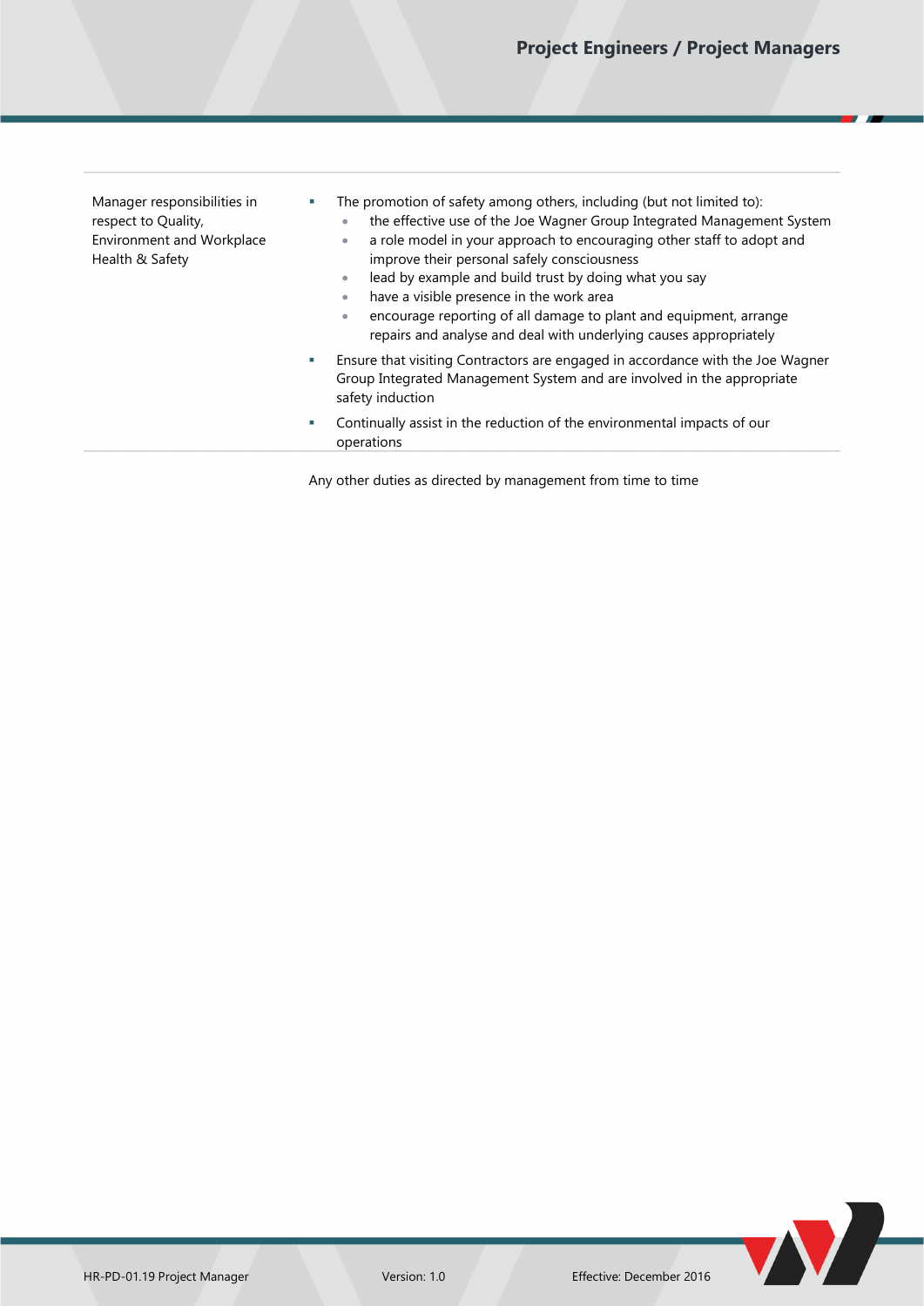| | |
|---|---|
| Manager responsibilities in respect to Quality, Environment and Workplace Health & Safety | ▪ The promotion of safety among others, including (but not limited to):<br>• the effective use of the Joe Wagner Group Integrated Management System<br>• a role model in your approach to encouraging other staff to adopt and improve their personal safely consciousness<br>• lead by example and build trust by doing what you say<br>• have a visible presence in the work area<br>• encourage reporting of all damage to plant and equipment, arrange repairs and analyse and deal with underlying causes appropriately<br>▪ Ensure that visiting Contractors are engaged in accordance with the Joe Wagner Group Integrated Management System and are involved in the appropriate safety induction<br>▪ Continually assist in the reduction of the environmental impacts of our operations |

Any other duties as directed by management from time to time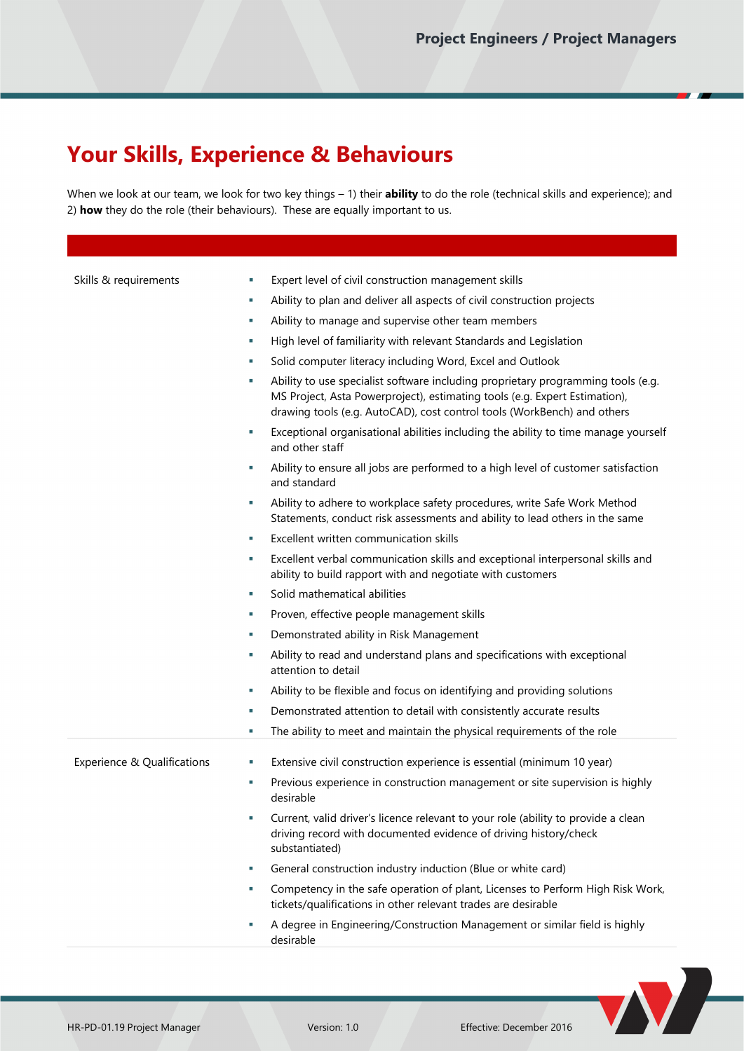# Your Skills, Experience & Behaviours

When we look at our team, we look for two key things – 1) their **ability** to do the role (technical skills and experience); and 2) **how** they do the role (their behaviours). These are equally important to us.

| | |
|---|---|
| Skills & requirements | ▪ Expert level of civil construction management skills<br>▪ Ability to plan and deliver all aspects of civil construction projects<br>▪ Ability to manage and supervise other team members<br>▪ High level of familiarity with relevant Standards and Legislation<br>▪ Solid computer literacy including Word, Excel and Outlook<br>▪ Ability to use specialist software including proprietary programming tools (e.g. MS Project, Asta Powerproject), estimating tools (e.g. Expert Estimation), drawing tools (e.g. AutoCAD), cost control tools (WorkBench) and others<br>▪ Exceptional organisational abilities including the ability to time manage yourself and other staff<br>▪ Ability to ensure all jobs are performed to a high level of customer satisfaction and standard<br>▪ Ability to adhere to workplace safety procedures, write Safe Work Method Statements, conduct risk assessments and ability to lead others in the same<br>▪ Excellent written communication skills<br>▪ Excellent verbal communication skills and exceptional interpersonal skills and ability to build rapport with and negotiate with customers<br>▪ Solid mathematical abilities<br>▪ Proven, effective people management skills<br>▪ Demonstrated ability in Risk Management<br>▪ Ability to read and understand plans and specifications with exceptional attention to detail<br>▪ Ability to be flexible and focus on identifying and providing solutions<br>▪ Demonstrated attention to detail with consistently accurate results<br>▪ The ability to meet and maintain the physical requirements of the role |
| Experience & Qualifications | ▪ Extensive civil construction experience is essential (minimum 10 year)<br>▪ Previous experience in construction management or site supervision is highly desirable<br>▪ Current, valid driver's licence relevant to your role (ability to provide a clean driving record with documented evidence of driving history/check substantiated)<br>▪ General construction industry induction (Blue or white card)<br>▪ Competency in the safe operation of plant, Licenses to Perform High Risk Work, tickets/qualifications in other relevant trades are desirable<br>▪ A degree in Engineering/Construction Management or similar field is highly desirable |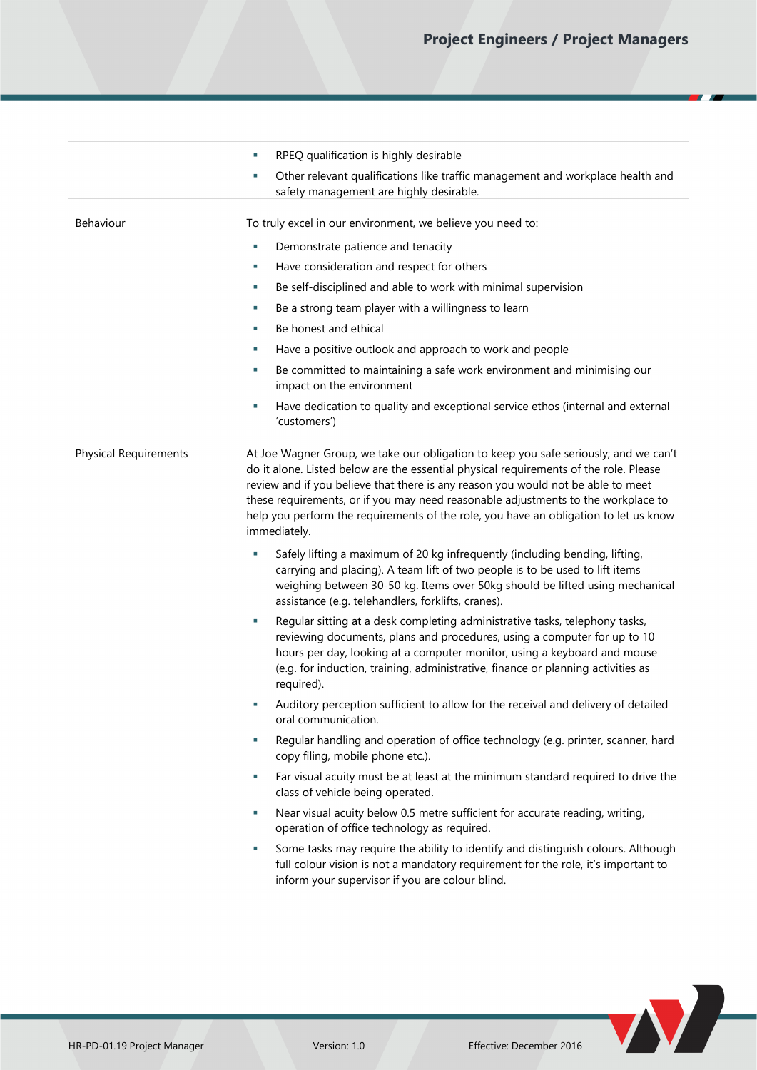| | |
|---|---|
| | ▪ RPEQ qualification is highly desirable<br>▪ Other relevant qualifications like traffic management and workplace health and safety management are highly desirable. |
| Behaviour | To truly excel in our environment, we believe you need to:<br>▪ Demonstrate patience and tenacity<br>▪ Have consideration and respect for others<br>▪ Be self-disciplined and able to work with minimal supervision<br>▪ Be a strong team player with a willingness to learn<br>▪ Be honest and ethical<br>▪ Have a positive outlook and approach to work and people<br>▪ Be committed to maintaining a safe work environment and minimising our impact on the environment<br>▪ Have dedication to quality and exceptional service ethos (internal and external 'customers') |
| Physical Requirements | At Joe Wagner Group, we take our obligation to keep you safe seriously; and we can't do it alone. Listed below are the essential physical requirements of the role. Please review and if you believe that there is any reason you would not be able to meet these requirements, or if you may need reasonable adjustments to the workplace to help you perform the requirements of the role, you have an obligation to let us know immediately.<br>▪ Safely lifting a maximum of 20 kg infrequently (including bending, lifting, carrying and placing). A team lift of two people is to be used to lift items weighing between 30-50 kg. Items over 50kg should be lifted using mechanical assistance (e.g. telehandlers, forklifts, cranes).<br>▪ Regular sitting at a desk completing administrative tasks, telephony tasks, reviewing documents, plans and procedures, using a computer for up to 10 hours per day, looking at a computer monitor, using a keyboard and mouse (e.g. for induction, training, administrative, finance or planning activities as required).<br>▪ Auditory perception sufficient to allow for the receival and delivery of detailed oral communication.<br>▪ Regular handling and operation of office technology (e.g. printer, scanner, hard copy filing, mobile phone etc.).<br>▪ Far visual acuity must be at least at the minimum standard required to drive the class of vehicle being operated.<br>▪ Near visual acuity below 0.5 metre sufficient for accurate reading, writing, operation of office technology as required.<br>▪ Some tasks may require the ability to identify and distinguish colours. Although full colour vision is not a mandatory requirement for the role, it's important to inform your supervisor if you are colour blind. |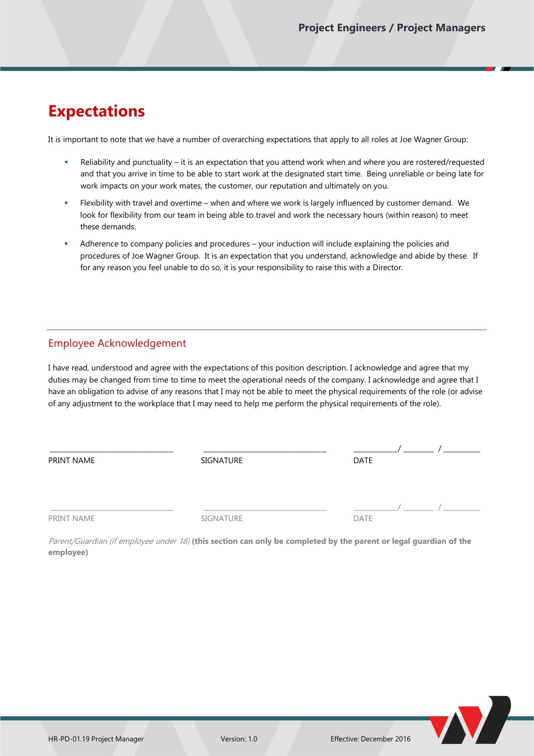# Expectations

It is important to note that we have a number of overarching expectations that apply to all roles at Joe Wagner Group:

- Reliability and punctuality – it is an expectation that you attend work when and where you are rostered/requested and that you arrive in time to be able to start work at the designated start time. Being unreliable or being late for work impacts on your work mates, the customer, our reputation and ultimately on you.
- Flexibility with travel and overtime – when and where we work is largely influenced by customer demand. We look for flexibility from our team in being able to travel and work the necessary hours (within reason) to meet these demands.
- Adherence to company policies and procedures – your induction will include explaining the policies and procedures of Joe Wagner Group. It is an expectation that you understand, acknowledge and abide by these. If for any reason you feel unable to do so, it is your responsibility to raise this with a Director.

## Employee Acknowledgement

I have read, understood and agree with the expectations of this position description. I acknowledge and agree that my duties may be changed from time to time to meet the operational needs of the company. I acknowledge and agree that I have an obligation to advise of any reasons that I may not be able to meet the physical requirements of the role (or advise of any adjustment to the workplace that I may need to help me perform the physical requirements of the role).

| | | |
|---|---|---|
| ______________________________ | ______________________________ | ___________/ ________ / _________ |
| PRINT NAME | SIGNATURE | DATE |
| ______________________________ | ______________________________ | ___________/ ________ / _________ |
| PRINT NAME | SIGNATURE | DATE |

*Parent/Guardian (if employee under 18)* **(this section can only be completed by the parent or legal guardian of the employee)**

HR-PD-01.19 Project Manager Version: 1.0 Effective: December 2016